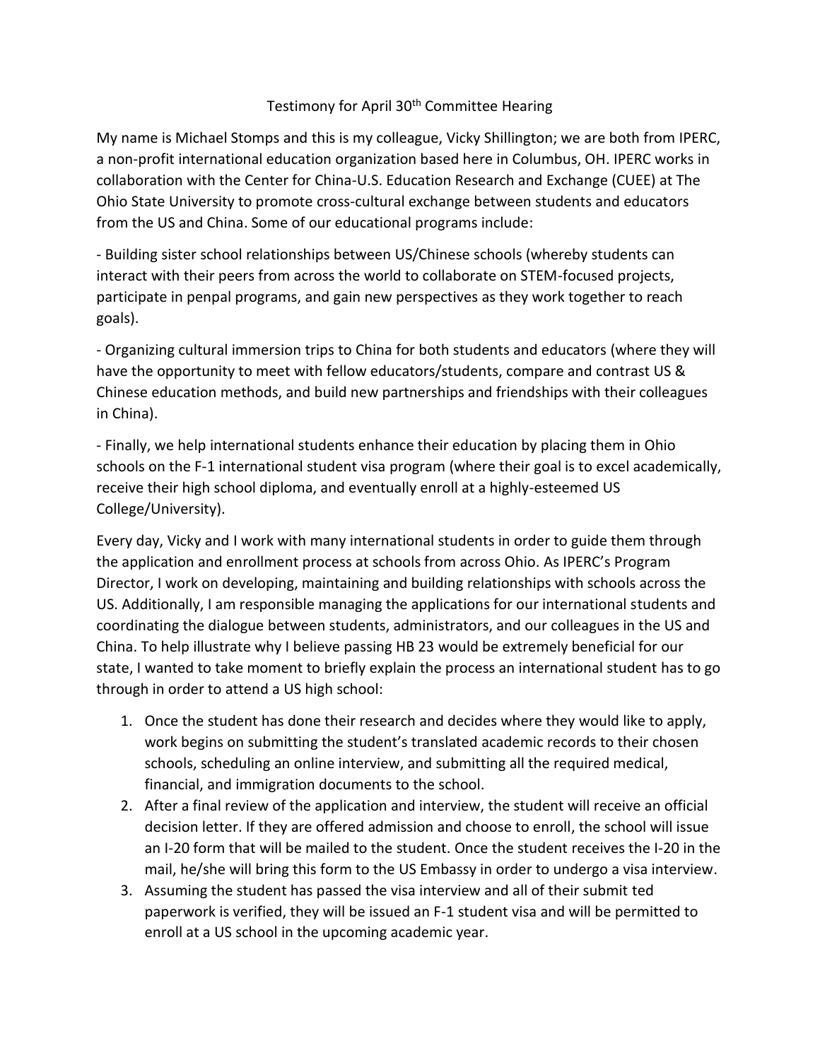Testimony for April 30th Committee Hearing

My name is Michael Stomps and this is my colleague, Vicky Shillington; we are both from IPERC, a non-profit international education organization based here in Columbus, OH. IPERC works in collaboration with the Center for China-U.S. Education Research and Exchange (CUEE) at The Ohio State University to promote cross-cultural exchange between students and educators from the US and China. Some of our educational programs include:

- Building sister school relationships between US/Chinese schools (whereby students can interact with their peers from across the world to collaborate on STEM-focused projects, participate in penpal programs, and gain new perspectives as they work together to reach goals).

- Organizing cultural immersion trips to China for both students and educators (where they will have the opportunity to meet with fellow educators/students, compare and contrast US & Chinese education methods, and build new partnerships and friendships with their colleagues in China).

- Finally, we help international students enhance their education by placing them in Ohio schools on the F-1 international student visa program (where their goal is to excel academically, receive their high school diploma, and eventually enroll at a highly-esteemed US College/University).

Every day, Vicky and I work with many international students in order to guide them through the application and enrollment process at schools from across Ohio. As IPERC's Program Director, I work on developing, maintaining and building relationships with schools across the US. Additionally, I am responsible managing the applications for our international students and coordinating the dialogue between students, administrators, and our colleagues in the US and China. To help illustrate why I believe passing HB 23 would be extremely beneficial for our state, I wanted to take moment to briefly explain the process an international student has to go through in order to attend a US high school:

1. Once the student has done their research and decides where they would like to apply, work begins on submitting the student's translated academic records to their chosen schools, scheduling an online interview, and submitting all the required medical, financial, and immigration documents to the school.
2. After a final review of the application and interview, the student will receive an official decision letter. If they are offered admission and choose to enroll, the school will issue an I-20 form that will be mailed to the student. Once the student receives the I-20 in the mail, he/she will bring this form to the US Embassy in order to undergo a visa interview.
3. Assuming the student has passed the visa interview and all of their submit ted paperwork is verified, they will be issued an F-1 student visa and will be permitted to enroll at a US school in the upcoming academic year.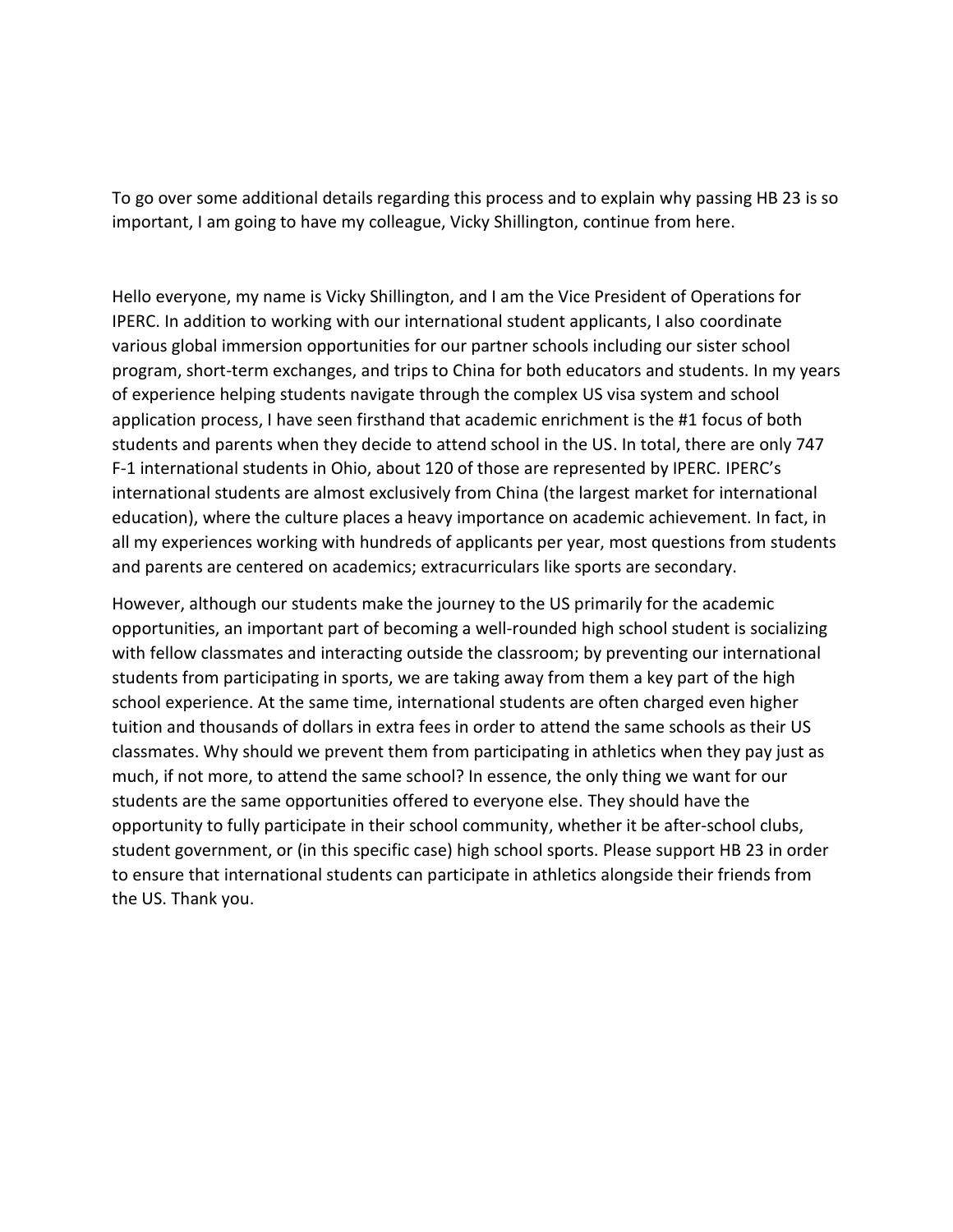To go over some additional details regarding this process and to explain why passing HB 23 is so important, I am going to have my colleague, Vicky Shillington, continue from here.

Hello everyone, my name is Vicky Shillington, and I am the Vice President of Operations for IPERC. In addition to working with our international student applicants, I also coordinate various global immersion opportunities for our partner schools including our sister school program, short-term exchanges, and trips to China for both educators and students. In my years of experience helping students navigate through the complex US visa system and school application process, I have seen firsthand that academic enrichment is the #1 focus of both students and parents when they decide to attend school in the US. In total, there are only 747 F-1 international students in Ohio, about 120 of those are represented by IPERC. IPERC's international students are almost exclusively from China (the largest market for international education), where the culture places a heavy importance on academic achievement. In fact, in all my experiences working with hundreds of applicants per year, most questions from students and parents are centered on academics; extracurriculars like sports are secondary.

However, although our students make the journey to the US primarily for the academic opportunities, an important part of becoming a well-rounded high school student is socializing with fellow classmates and interacting outside the classroom; by preventing our international students from participating in sports, we are taking away from them a key part of the high school experience. At the same time, international students are often charged even higher tuition and thousands of dollars in extra fees in order to attend the same schools as their US classmates. Why should we prevent them from participating in athletics when they pay just as much, if not more, to attend the same school? In essence, the only thing we want for our students are the same opportunities offered to everyone else. They should have the opportunity to fully participate in their school community, whether it be after-school clubs, student government, or (in this specific case) high school sports. Please support HB 23 in order to ensure that international students can participate in athletics alongside their friends from the US. Thank you.